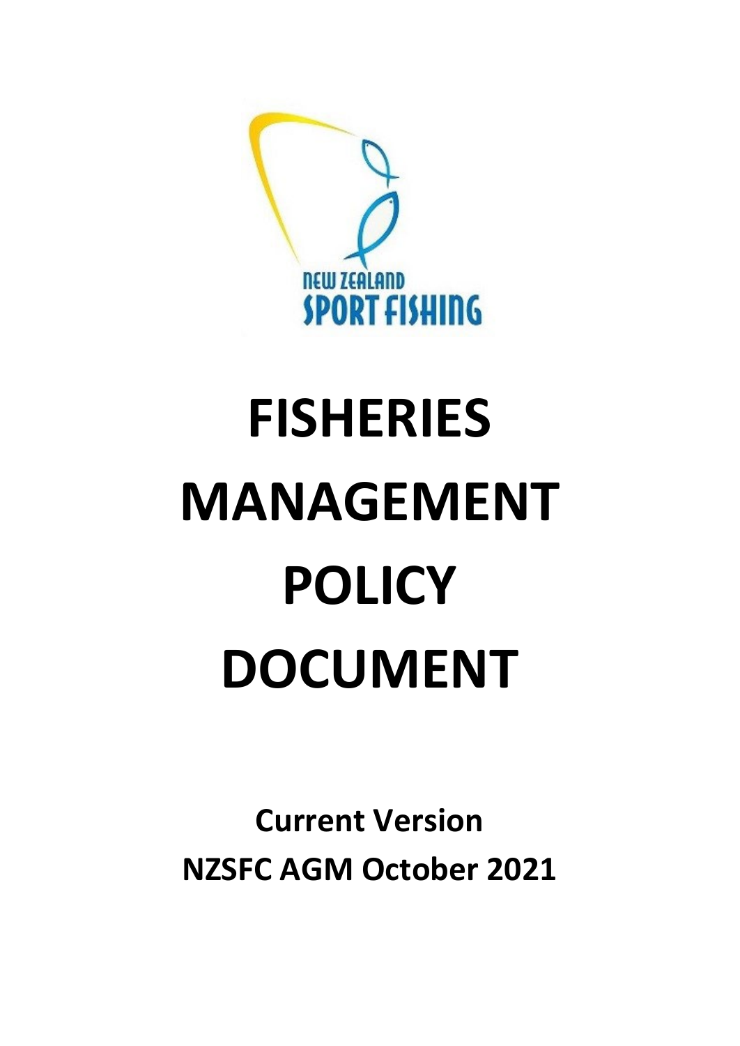NEW ZEALAND SPORT FISHING

# FISHERIES MANAGEMENT POLICY DOCUMENT

**Current Version**

**NZSFC AGM October 2021**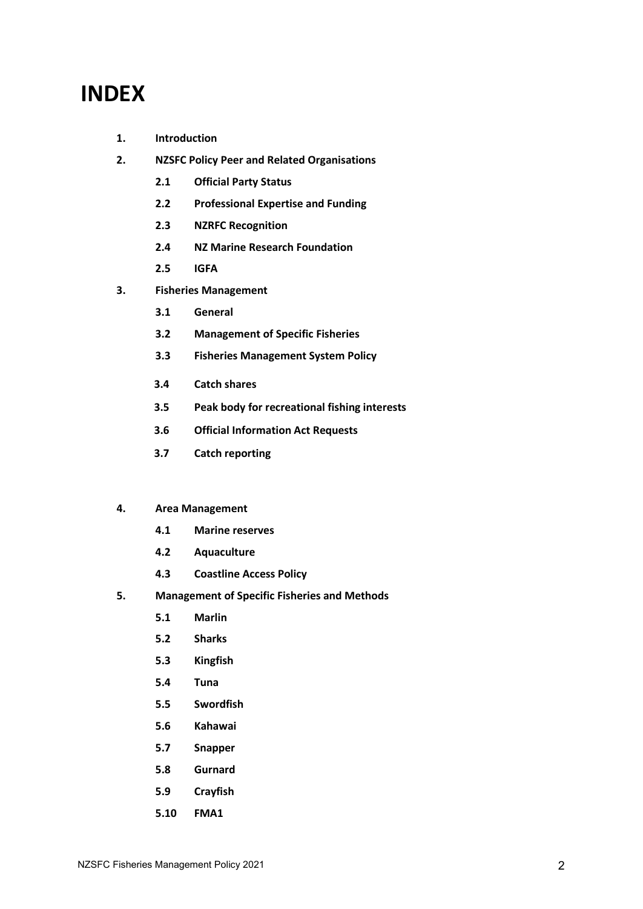# INDEX

1. **Introduction**
2. **NZSFC Policy Peer and Related Organisations**
   - **2.1 Official Party Status**
   - **2.2 Professional Expertise and Funding**
   - **2.3 NZRFC Recognition**
   - **2.4 NZ Marine Research Foundation**
   - **2.5 IGFA**
3. **Fisheries Management**
   - **3.1 General**
   - **3.2 Management of Specific Fisheries**
   - **3.3 Fisheries Management System Policy**
   - **3.4 Catch shares**
   - **3.5 Peak body for recreational fishing interests**
   - **3.6 Official Information Act Requests**
   - **3.7 Catch reporting**
4. **Area Management**
   - **4.1 Marine reserves**
   - **4.2 Aquaculture**
   - **4.3 Coastline Access Policy**
5. **Management of Specific Fisheries and Methods**
   - **5.1 Marlin**
   - **5.2 Sharks**
   - **5.3 Kingfish**
   - **5.4 Tuna**
   - **5.5 Swordfish**
   - **5.6 Kahawai**
   - **5.7 Snapper**
   - **5.8 Gurnard**
   - **5.9 Crayfish**
   - **5.10 FMA1**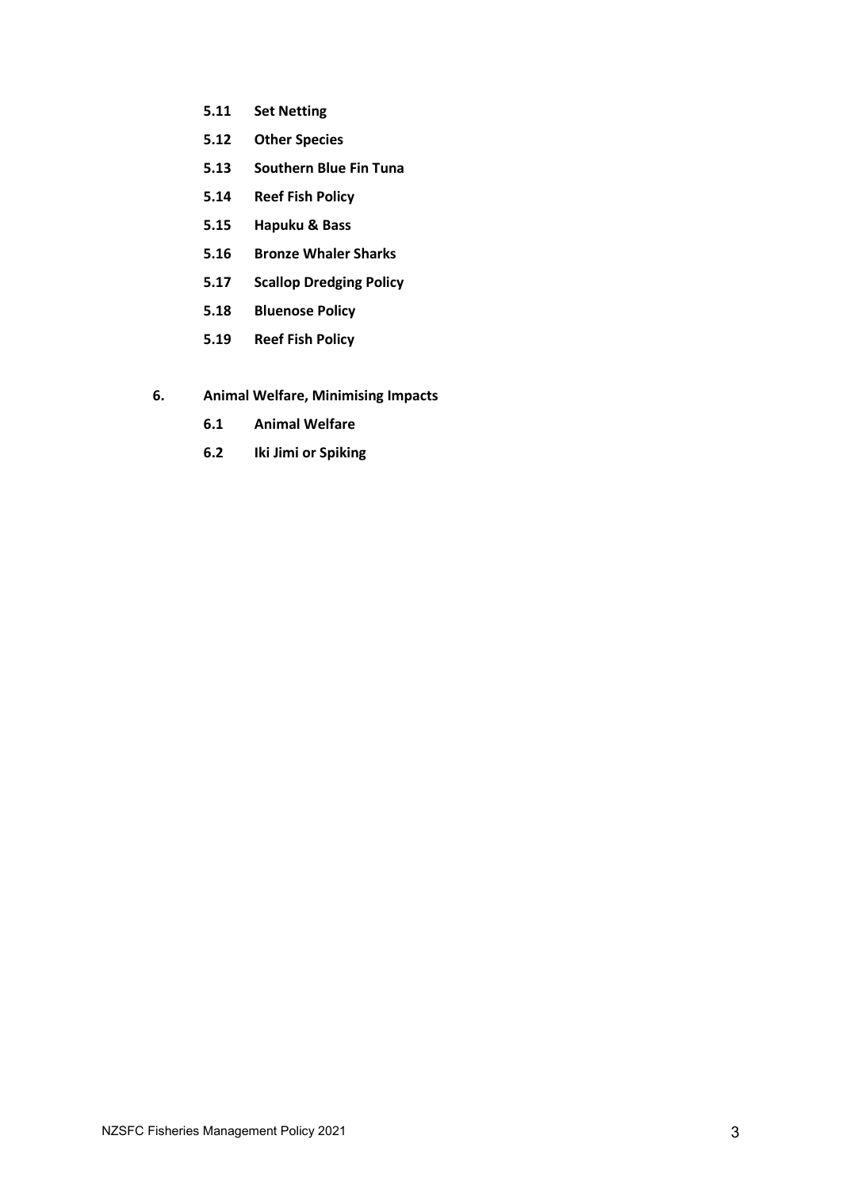**5.11 Set Netting**

**5.12 Other Species**

**5.13 Southern Blue Fin Tuna**

**5.14 Reef Fish Policy**

**5.15 Hapuku & Bass**

**5.16 Bronze Whaler Sharks**

**5.17 Scallop Dredging Policy**

**5.18 Bluenose Policy**

**5.19 Reef Fish Policy**

**6. Animal Welfare, Minimising Impacts**

**6.1 Animal Welfare**

**6.2 Iki Jimi or Spiking**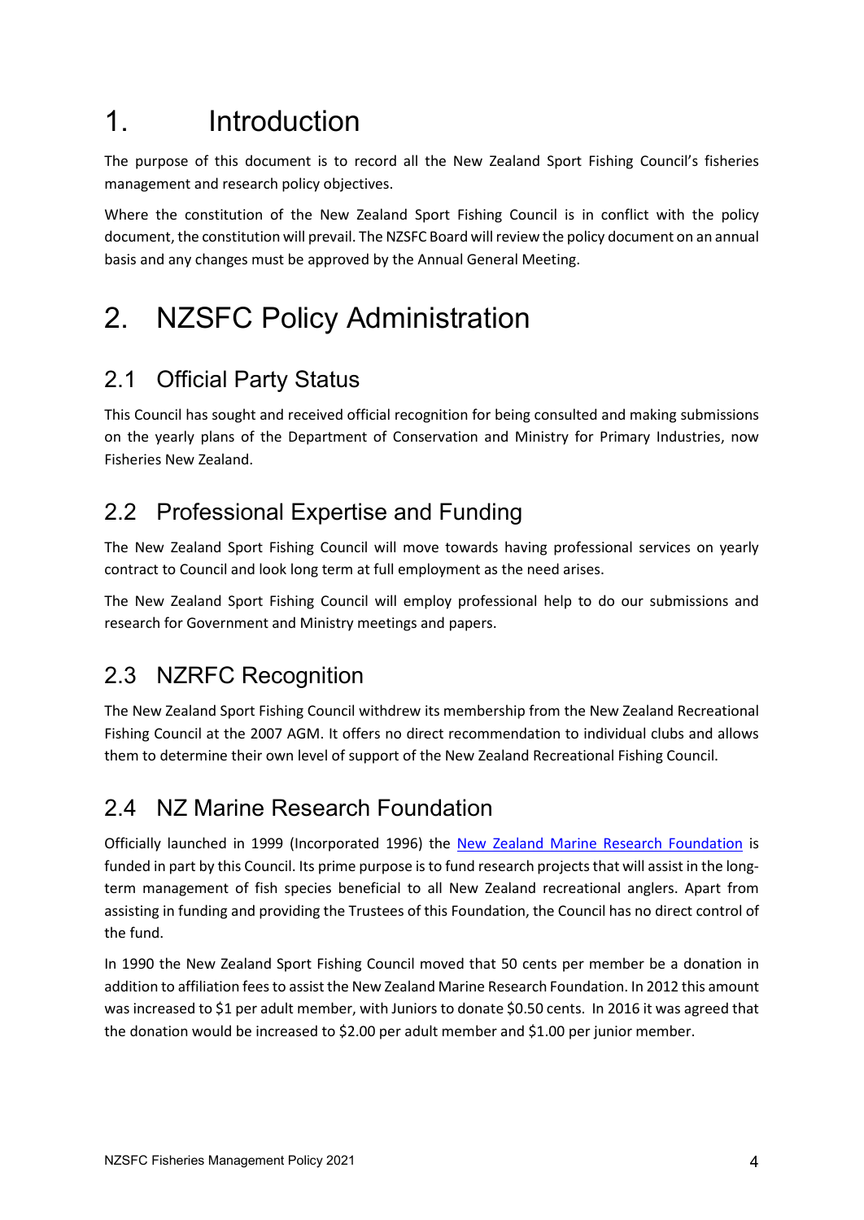# 1. Introduction

The purpose of this document is to record all the New Zealand Sport Fishing Council's fisheries management and research policy objectives.

Where the constitution of the New Zealand Sport Fishing Council is in conflict with the policy document, the constitution will prevail. The NZSFC Board will review the policy document on an annual basis and any changes must be approved by the Annual General Meeting.

# 2. NZSFC Policy Administration

## 2.1 Official Party Status

This Council has sought and received official recognition for being consulted and making submissions on the yearly plans of the Department of Conservation and Ministry for Primary Industries, now Fisheries New Zealand.

## 2.2 Professional Expertise and Funding

The New Zealand Sport Fishing Council will move towards having professional services on yearly contract to Council and look long term at full employment as the need arises.

The New Zealand Sport Fishing Council will employ professional help to do our submissions and research for Government and Ministry meetings and papers.

## 2.3 NZRFC Recognition

The New Zealand Sport Fishing Council withdrew its membership from the New Zealand Recreational Fishing Council at the 2007 AGM. It offers no direct recommendation to individual clubs and allows them to determine their own level of support of the New Zealand Recreational Fishing Council.

## 2.4 NZ Marine Research Foundation

Officially launched in 1999 (Incorporated 1996) the New Zealand Marine Research Foundation is funded in part by this Council. Its prime purpose is to fund research projects that will assist in the long-term management of fish species beneficial to all New Zealand recreational anglers. Apart from assisting in funding and providing the Trustees of this Foundation, the Council has no direct control of the fund.

In 1990 the New Zealand Sport Fishing Council moved that 50 cents per member be a donation in addition to affiliation fees to assist the New Zealand Marine Research Foundation. In 2012 this amount was increased to $1 per adult member, with Juniors to donate $0.50 cents. In 2016 it was agreed that the donation would be increased to $2.00 per adult member and $1.00 per junior member.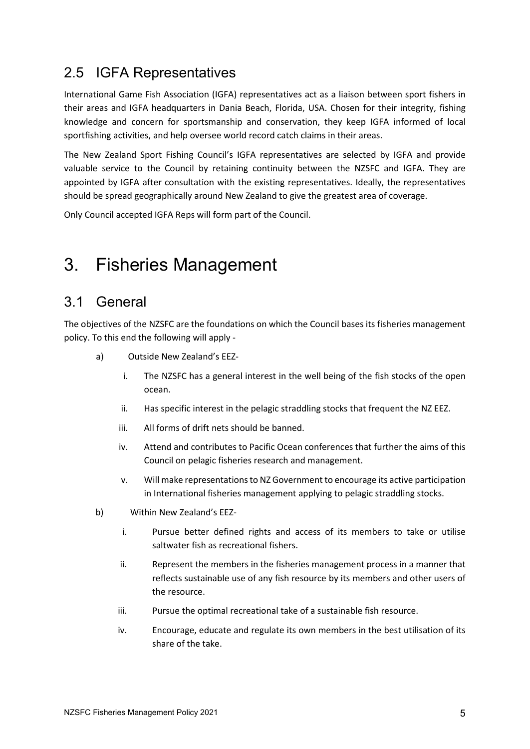## 2.5 IGFA Representatives

International Game Fish Association (IGFA) representatives act as a liaison between sport fishers in their areas and IGFA headquarters in Dania Beach, Florida, USA. Chosen for their integrity, fishing knowledge and concern for sportsmanship and conservation, they keep IGFA informed of local sportfishing activities, and help oversee world record catch claims in their areas.

The New Zealand Sport Fishing Council's IGFA representatives are selected by IGFA and provide valuable service to the Council by retaining continuity between the NZSFC and IGFA. They are appointed by IGFA after consultation with the existing representatives. Ideally, the representatives should be spread geographically around New Zealand to give the greatest area of coverage.

Only Council accepted IGFA Reps will form part of the Council.

# 3. Fisheries Management

## 3.1 General

The objectives of the NZSFC are the foundations on which the Council bases its fisheries management policy. To this end the following will apply -

a) Outside New Zealand's EEZ-

   i. The NZSFC has a general interest in the well being of the fish stocks of the open ocean.

   ii. Has specific interest in the pelagic straddling stocks that frequent the NZ EEZ.

   iii. All forms of drift nets should be banned.

   iv. Attend and contributes to Pacific Ocean conferences that further the aims of this Council on pelagic fisheries research and management.

   v. Will make representations to NZ Government to encourage its active participation in International fisheries management applying to pelagic straddling stocks.

b) Within New Zealand's EEZ-

   i. Pursue better defined rights and access of its members to take or utilise saltwater fish as recreational fishers.

   ii. Represent the members in the fisheries management process in a manner that reflects sustainable use of any fish resource by its members and other users of the resource.

   iii. Pursue the optimal recreational take of a sustainable fish resource.

   iv. Encourage, educate and regulate its own members in the best utilisation of its share of the take.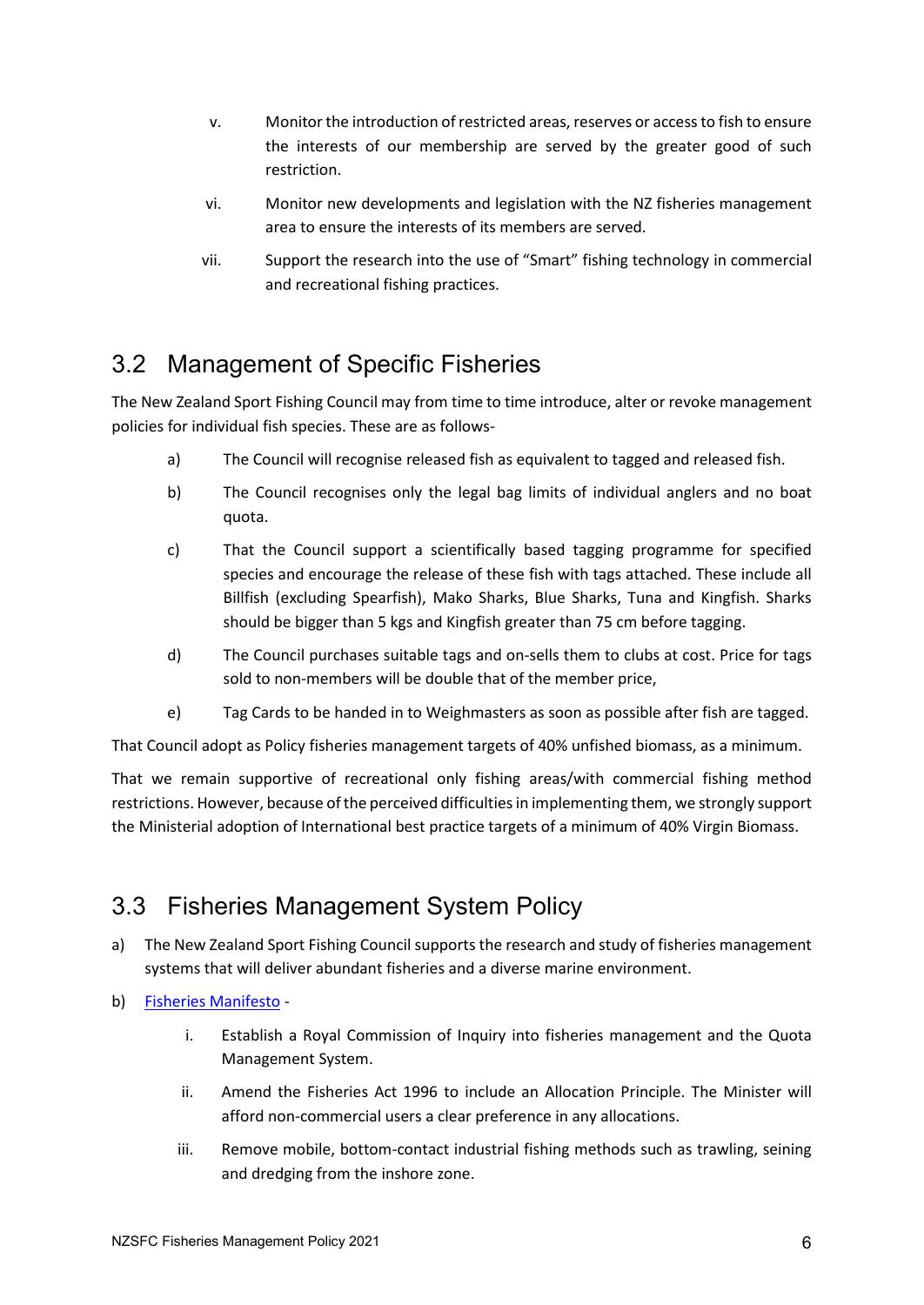v. Monitor the introduction of restricted areas, reserves or access to fish to ensure the interests of our membership are served by the greater good of such restriction.

vi. Monitor new developments and legislation with the NZ fisheries management area to ensure the interests of its members are served.

vii. Support the research into the use of "Smart" fishing technology in commercial and recreational fishing practices.

## 3.2 Management of Specific Fisheries

The New Zealand Sport Fishing Council may from time to time introduce, alter or revoke management policies for individual fish species. These are as follows-

a) The Council will recognise released fish as equivalent to tagged and released fish.

b) The Council recognises only the legal bag limits of individual anglers and no boat quota.

c) That the Council support a scientifically based tagging programme for specified species and encourage the release of these fish with tags attached. These include all Billfish (excluding Spearfish), Mako Sharks, Blue Sharks, Tuna and Kingfish. Sharks should be bigger than 5 kgs and Kingfish greater than 75 cm before tagging.

d) The Council purchases suitable tags and on-sells them to clubs at cost. Price for tags sold to non-members will be double that of the member price,

e) Tag Cards to be handed in to Weighmasters as soon as possible after fish are tagged.

That Council adopt as Policy fisheries management targets of 40% unfished biomass, as a minimum.

That we remain supportive of recreational only fishing areas/with commercial fishing method restrictions. However, because of the perceived difficulties in implementing them, we strongly support the Ministerial adoption of International best practice targets of a minimum of 40% Virgin Biomass.

## 3.3 Fisheries Management System Policy

a) The New Zealand Sport Fishing Council supports the research and study of fisheries management systems that will deliver abundant fisheries and a diverse marine environment.

b) Fisheries Manifesto -

i. Establish a Royal Commission of Inquiry into fisheries management and the Quota Management System.

ii. Amend the Fisheries Act 1996 to include an Allocation Principle. The Minister will afford non-commercial users a clear preference in any allocations.

iii. Remove mobile, bottom-contact industrial fishing methods such as trawling, seining and dredging from the inshore zone.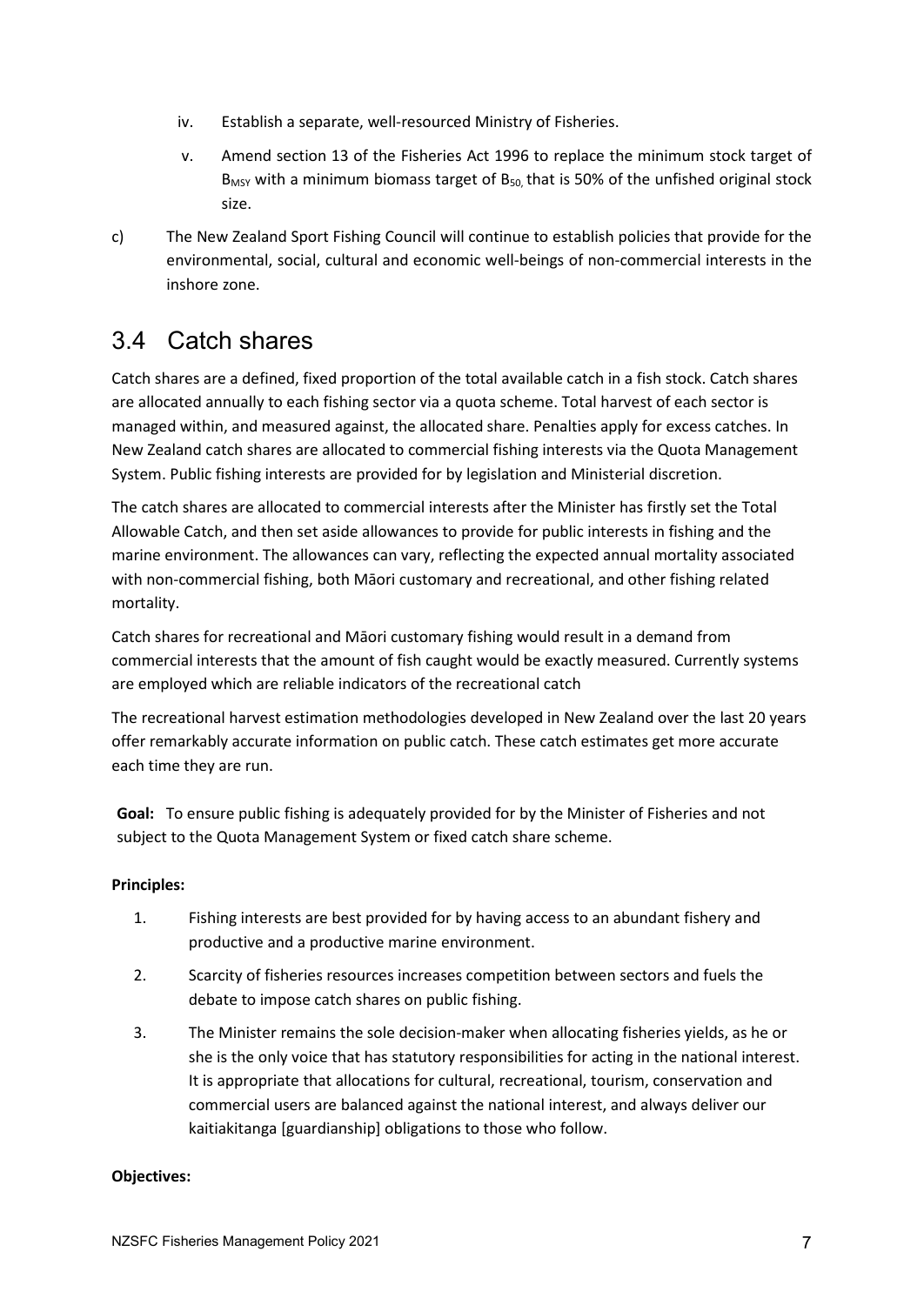iv. Establish a separate, well-resourced Ministry of Fisheries.

   v. Amend section 13 of the Fisheries Act 1996 to replace the minimum stock target of $B_{MSY}$ with a minimum biomass target of $B_{50,}$ that is 50% of the unfished original stock size.

c) The New Zealand Sport Fishing Council will continue to establish policies that provide for the environmental, social, cultural and economic well-beings of non-commercial interests in the inshore zone.

## 3.4 Catch shares

Catch shares are a defined, fixed proportion of the total available catch in a fish stock. Catch shares are allocated annually to each fishing sector via a quota scheme. Total harvest of each sector is managed within, and measured against, the allocated share. Penalties apply for excess catches. In New Zealand catch shares are allocated to commercial fishing interests via the Quota Management System. Public fishing interests are provided for by legislation and Ministerial discretion.

The catch shares are allocated to commercial interests after the Minister has firstly set the Total Allowable Catch, and then set aside allowances to provide for public interests in fishing and the marine environment. The allowances can vary, reflecting the expected annual mortality associated with non-commercial fishing, both Māori customary and recreational, and other fishing related mortality.

Catch shares for recreational and Māori customary fishing would result in a demand from commercial interests that the amount of fish caught would be exactly measured. Currently systems are employed which are reliable indicators of the recreational catch

The recreational harvest estimation methodologies developed in New Zealand over the last 20 years offer remarkably accurate information on public catch. These catch estimates get more accurate each time they are run.

**Goal:** To ensure public fishing is adequately provided for by the Minister of Fisheries and not subject to the Quota Management System or fixed catch share scheme.

**Principles:**

1. Fishing interests are best provided for by having access to an abundant fishery and productive and a productive marine environment.
2. Scarcity of fisheries resources increases competition between sectors and fuels the debate to impose catch shares on public fishing.
3. The Minister remains the sole decision-maker when allocating fisheries yields, as he or she is the only voice that has statutory responsibilities for acting in the national interest. It is appropriate that allocations for cultural, recreational, tourism, conservation and commercial users are balanced against the national interest, and always deliver our kaitiakitanga [guardianship] obligations to those who follow.

**Objectives:**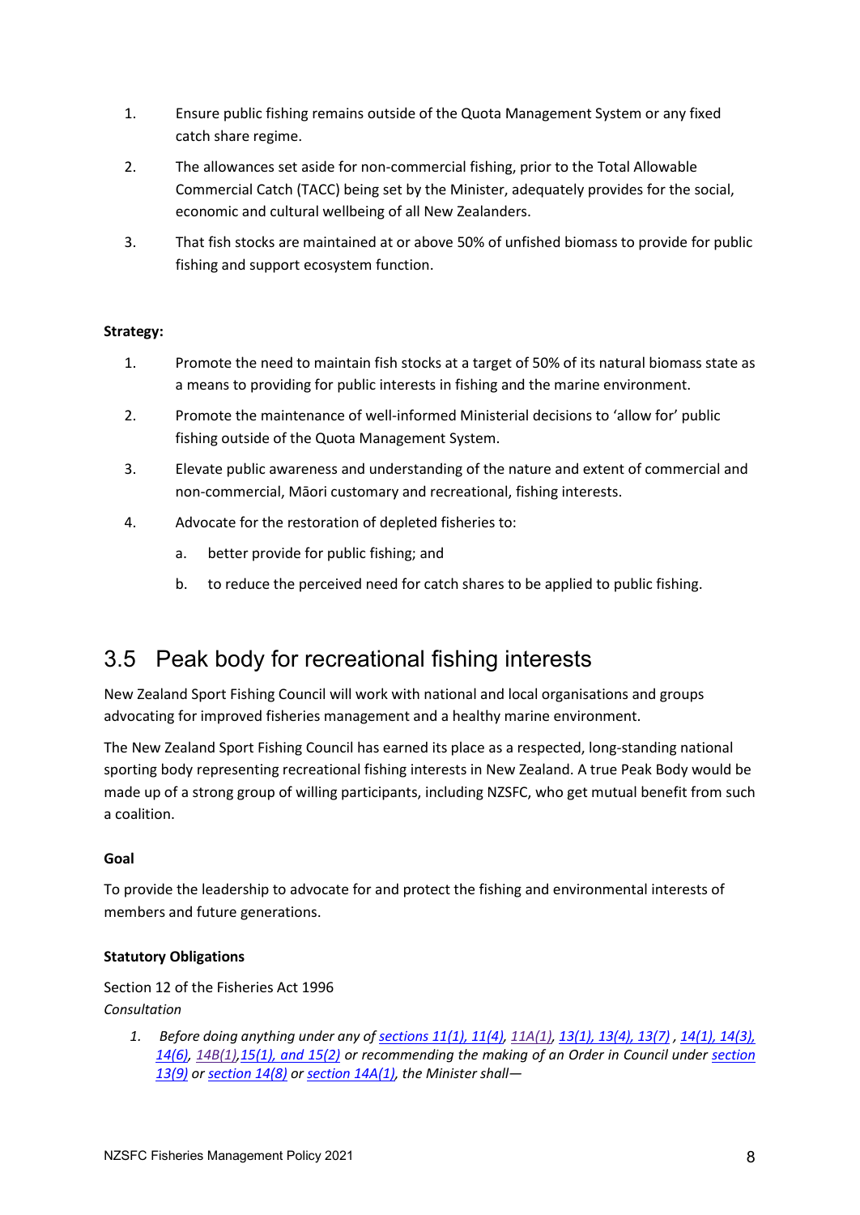1. Ensure public fishing remains outside of the Quota Management System or any fixed catch share regime.
2. The allowances set aside for non-commercial fishing, prior to the Total Allowable Commercial Catch (TACC) being set by the Minister, adequately provides for the social, economic and cultural wellbeing of all New Zealanders.
3. That fish stocks are maintained at or above 50% of unfished biomass to provide for public fishing and support ecosystem function.

**Strategy:**

1. Promote the need to maintain fish stocks at a target of 50% of its natural biomass state as a means to providing for public interests in fishing and the marine environment.
2. Promote the maintenance of well-informed Ministerial decisions to 'allow for' public fishing outside of the Quota Management System.
3. Elevate public awareness and understanding of the nature and extent of commercial and non-commercial, Māori customary and recreational, fishing interests.
4. Advocate for the restoration of depleted fisheries to:
   a. better provide for public fishing; and
   b. to reduce the perceived need for catch shares to be applied to public fishing.

## 3.5 Peak body for recreational fishing interests

New Zealand Sport Fishing Council will work with national and local organisations and groups advocating for improved fisheries management and a healthy marine environment.

The New Zealand Sport Fishing Council has earned its place as a respected, long-standing national sporting body representing recreational fishing interests in New Zealand. A true Peak Body would be made up of a strong group of willing participants, including NZSFC, who get mutual benefit from such a coalition.

**Goal**

To provide the leadership to advocate for and protect the fishing and environmental interests of members and future generations.

**Statutory Obligations**

Section 12 of the Fisheries Act 1996
*Consultation*

1. *Before doing anything under any of sections 11(1), 11(4), 11A(1), 13(1), 13(4), 13(7) , 14(1), 14(3), 14(6), 14B(1),15(1), and 15(2) or recommending the making of an Order in Council under section 13(9) or section 14(8) or section 14A(1), the Minister shall—*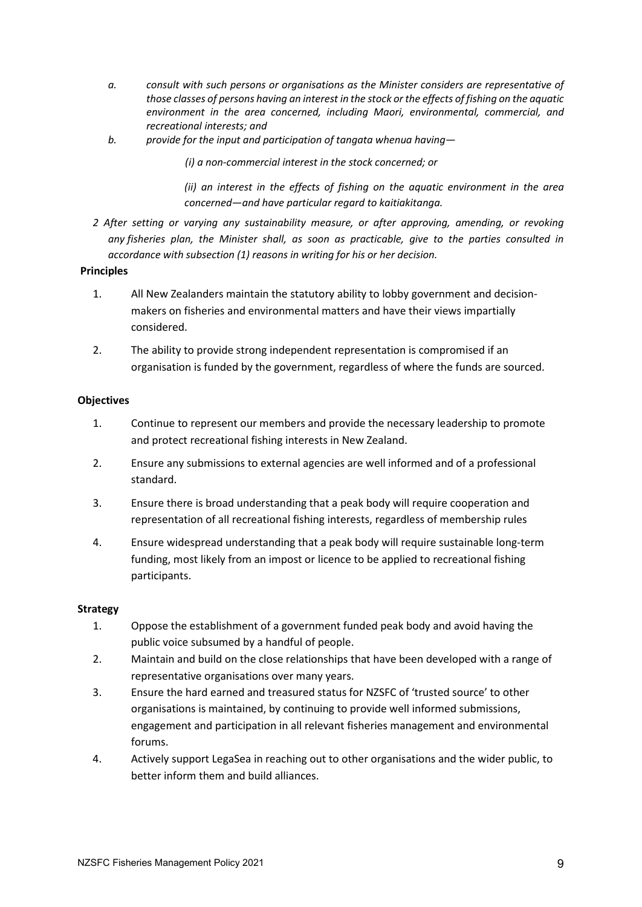*a. consult with such persons or organisations as the Minister considers are representative of those classes of persons having an interest in the stock or the effects of fishing on the aquatic environment in the area concerned, including Maori, environmental, commercial, and recreational interests; and*

*b. provide for the input and participation of tangata whenua having—*

*(i) a non-commercial interest in the stock concerned; or*

*(ii) an interest in the effects of fishing on the aquatic environment in the area concerned—and have particular regard to kaitiakitanga.*

*2 After setting or varying any sustainability measure, or after approving, amending, or revoking any fisheries plan, the Minister shall, as soon as practicable, give to the parties consulted in accordance with subsection (1) reasons in writing for his or her decision.*

**Principles**

1. All New Zealanders maintain the statutory ability to lobby government and decision-makers on fisheries and environmental matters and have their views impartially considered.
2. The ability to provide strong independent representation is compromised if an organisation is funded by the government, regardless of where the funds are sourced.

**Objectives**

1. Continue to represent our members and provide the necessary leadership to promote and protect recreational fishing interests in New Zealand.
2. Ensure any submissions to external agencies are well informed and of a professional standard.
3. Ensure there is broad understanding that a peak body will require cooperation and representation of all recreational fishing interests, regardless of membership rules
4. Ensure widespread understanding that a peak body will require sustainable long-term funding, most likely from an impost or licence to be applied to recreational fishing participants.

**Strategy**

1. Oppose the establishment of a government funded peak body and avoid having the public voice subsumed by a handful of people.
2. Maintain and build on the close relationships that have been developed with a range of representative organisations over many years.
3. Ensure the hard earned and treasured status for NZSFC of 'trusted source' to other organisations is maintained, by continuing to provide well informed submissions, engagement and participation in all relevant fisheries management and environmental forums.
4. Actively support LegaSea in reaching out to other organisations and the wider public, to better inform them and build alliances.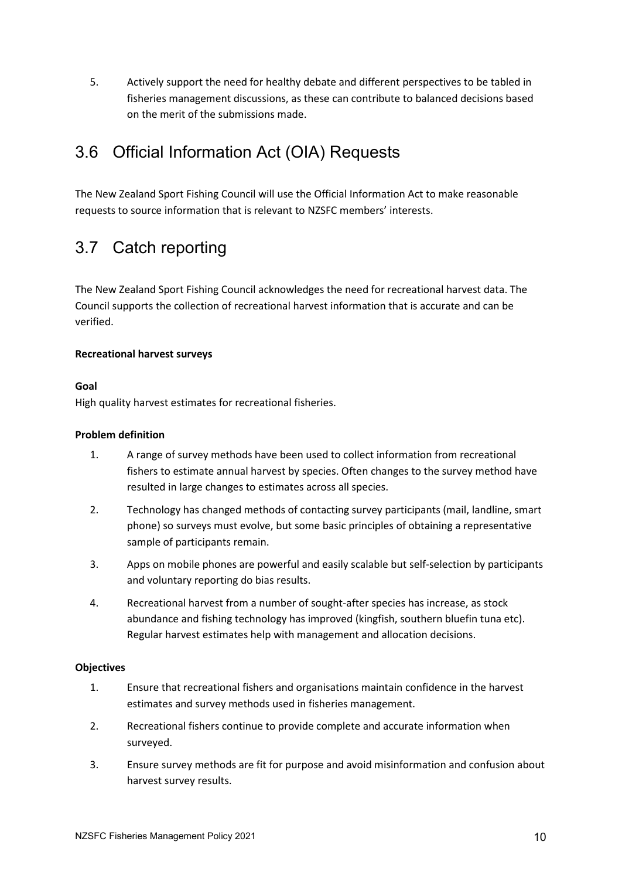5. Actively support the need for healthy debate and different perspectives to be tabled in fisheries management discussions, as these can contribute to balanced decisions based on the merit of the submissions made.

## 3.6 Official Information Act (OIA) Requests

The New Zealand Sport Fishing Council will use the Official Information Act to make reasonable requests to source information that is relevant to NZSFC members' interests.

## 3.7 Catch reporting

The New Zealand Sport Fishing Council acknowledges the need for recreational harvest data. The Council supports the collection of recreational harvest information that is accurate and can be verified.

**Recreational harvest surveys**

**Goal**

High quality harvest estimates for recreational fisheries.

**Problem definition**

1. A range of survey methods have been used to collect information from recreational fishers to estimate annual harvest by species. Often changes to the survey method have resulted in large changes to estimates across all species.
2. Technology has changed methods of contacting survey participants (mail, landline, smart phone) so surveys must evolve, but some basic principles of obtaining a representative sample of participants remain.
3. Apps on mobile phones are powerful and easily scalable but self-selection by participants and voluntary reporting do bias results.
4. Recreational harvest from a number of sought-after species has increase, as stock abundance and fishing technology has improved (kingfish, southern bluefin tuna etc). Regular harvest estimates help with management and allocation decisions.

**Objectives**

1. Ensure that recreational fishers and organisations maintain confidence in the harvest estimates and survey methods used in fisheries management.
2. Recreational fishers continue to provide complete and accurate information when surveyed.
3. Ensure survey methods are fit for purpose and avoid misinformation and confusion about harvest survey results.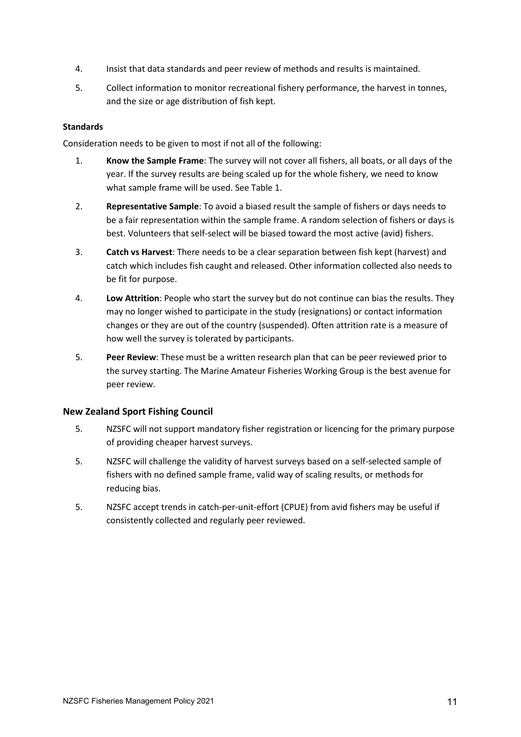4. Insist that data standards and peer review of methods and results is maintained.
5. Collect information to monitor recreational fishery performance, the harvest in tonnes, and the size or age distribution of fish kept.

**Standards**

Consideration needs to be given to most if not all of the following:

1. **Know the Sample Frame**: The survey will not cover all fishers, all boats, or all days of the year. If the survey results are being scaled up for the whole fishery, we need to know what sample frame will be used. See Table 1.
2. **Representative Sample**: To avoid a biased result the sample of fishers or days needs to be a fair representation within the sample frame. A random selection of fishers or days is best. Volunteers that self-select will be biased toward the most active (avid) fishers.
3. **Catch vs Harvest**: There needs to be a clear separation between fish kept (harvest) and catch which includes fish caught and released. Other information collected also needs to be fit for purpose.
4. **Low Attrition**: People who start the survey but do not continue can bias the results. They may no longer wished to participate in the study (resignations) or contact information changes or they are out of the country (suspended). Often attrition rate is a measure of how well the survey is tolerated by participants.
5. **Peer Review**: These must be a written research plan that can be peer reviewed prior to the survey starting. The Marine Amateur Fisheries Working Group is the best avenue for peer review.

### New Zealand Sport Fishing Council

5. NZSFC will not support mandatory fisher registration or licencing for the primary purpose of providing cheaper harvest surveys.

5. NZSFC will challenge the validity of harvest surveys based on a self-selected sample of fishers with no defined sample frame, valid way of scaling results, or methods for reducing bias.

5. NZSFC accept trends in catch-per-unit-effort (CPUE) from avid fishers may be useful if consistently collected and regularly peer reviewed.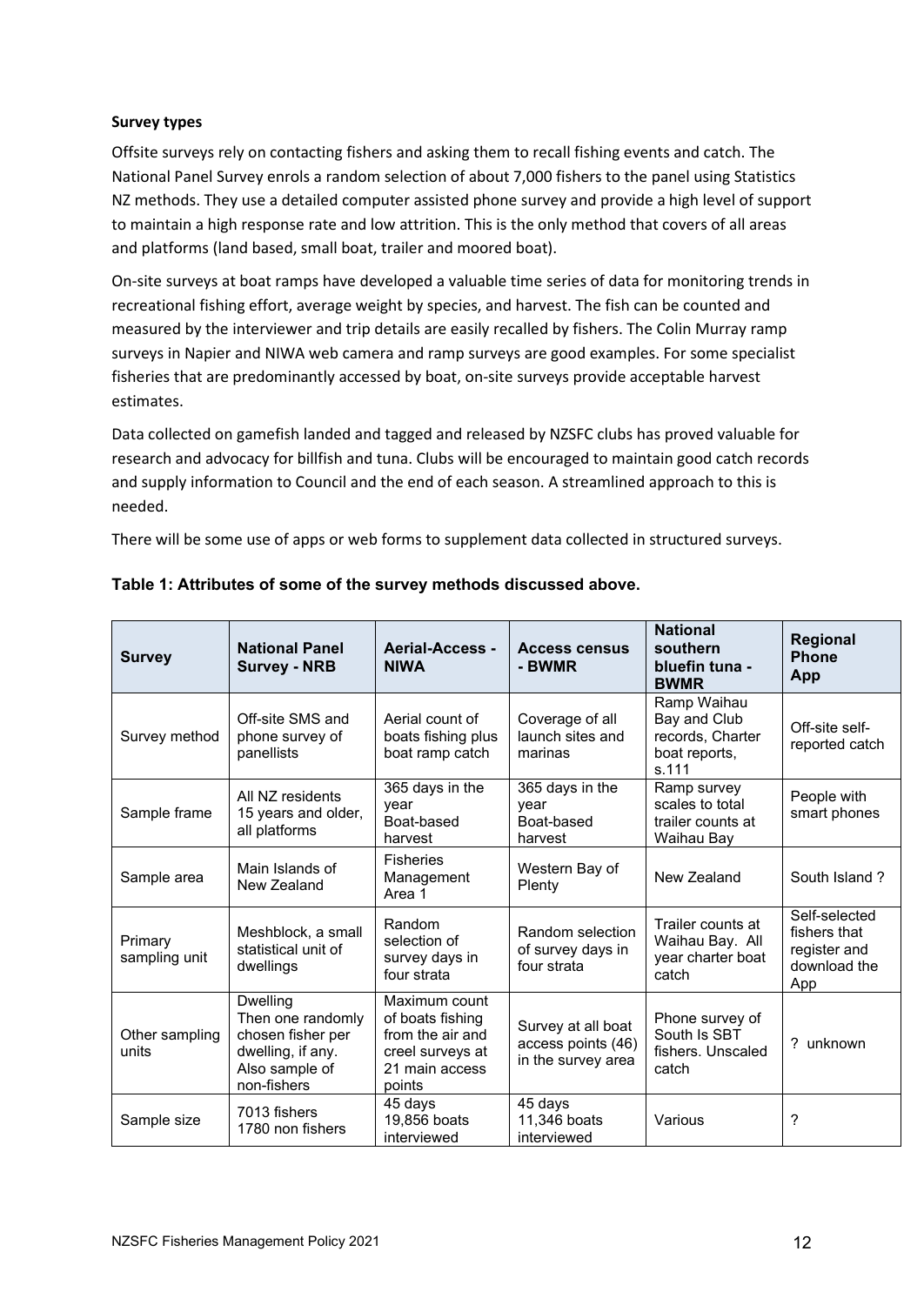**Survey types**

Offsite surveys rely on contacting fishers and asking them to recall fishing events and catch. The National Panel Survey enrols a random selection of about 7,000 fishers to the panel using Statistics NZ methods. They use a detailed computer assisted phone survey and provide a high level of support to maintain a high response rate and low attrition. This is the only method that covers of all areas and platforms (land based, small boat, trailer and moored boat).

On-site surveys at boat ramps have developed a valuable time series of data for monitoring trends in recreational fishing effort, average weight by species, and harvest. The fish can be counted and measured by the interviewer and trip details are easily recalled by fishers. The Colin Murray ramp surveys in Napier and NIWA web camera and ramp surveys are good examples. For some specialist fisheries that are predominantly accessed by boat, on-site surveys provide acceptable harvest estimates.

Data collected on gamefish landed and tagged and released by NZSFC clubs has proved valuable for research and advocacy for billfish and tuna. Clubs will be encouraged to maintain good catch records and supply information to Council and the end of each season. A streamlined approach to this is needed.

There will be some use of apps or web forms to supplement data collected in structured surveys.

**Table 1: Attributes of some of the survey methods discussed above.**

| Survey | National Panel Survey - NRB | Aerial-Access - NIWA | Access census - BWMR | National southern bluefin tuna - BWMR | Regional Phone App |
|---|---|---|---|---|---|
| Survey method | Off-site SMS and phone survey of panellists | Aerial count of boats fishing plus boat ramp catch | Coverage of all launch sites and marinas | Ramp Waihau Bay and Club records, Charter boat reports, s.111 | Off-site self-reported catch |
| Sample frame | All NZ residents 15 years and older, all platforms | 365 days in the year Boat-based harvest | 365 days in the year Boat-based harvest | Ramp survey scales to total trailer counts at Waihau Bay | People with smart phones |
| Sample area | Main Islands of New Zealand | Fisheries Management Area 1 | Western Bay of Plenty | New Zealand | South Island ? |
| Primary sampling unit | Meshblock, a small statistical unit of dwellings | Random selection of survey days in four strata | Random selection of survey days in four strata | Trailer counts at Waihau Bay. All year charter boat catch | Self-selected fishers that register and download the App |
| Other sampling units | Dwelling Then one randomly chosen fisher per dwelling, if any. Also sample of non-fishers | Maximum count of boats fishing from the air and creel surveys at 21 main access points | Survey at all boat access points (46) in the survey area | Phone survey of South Is SBT fishers. Unscaled catch | ? unknown |
| Sample size | 7013 fishers 1780 non fishers | 45 days 19,856 boats interviewed | 45 days 11,346 boats interviewed | Various | ? |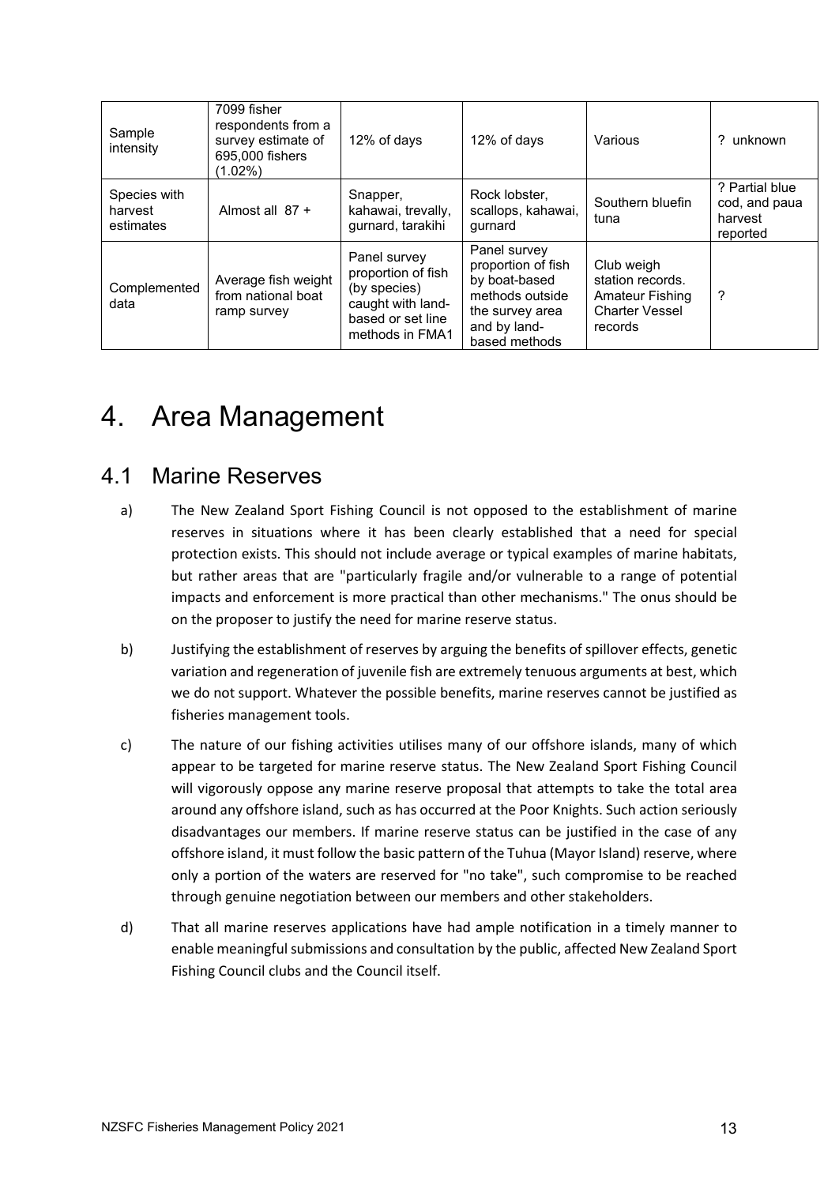| Sample intensity | 7099 fisher respondents from a survey estimate of 695,000 fishers (1.02%) | 12% of days | 12% of days | Various | ? unknown |
|---|---|---|---|---|---|
| Species with harvest estimates | Almost all 87 + | Snapper, kahawai, trevally, gurnard, tarakihi | Rock lobster, scallops, kahawai, gurnard | Southern bluefin tuna | ? Partial blue cod, and paua harvest reported |
| Complemented data | Average fish weight from national boat ramp survey | Panel survey proportion of fish (by species) caught with land-based or set line methods in FMA1 | Panel survey proportion of fish by boat-based methods outside the survey area and by land-based methods | Club weigh station records. Amateur Fishing Charter Vessel records | ? |

# 4. Area Management

## 4.1 Marine Reserves

a) The New Zealand Sport Fishing Council is not opposed to the establishment of marine reserves in situations where it has been clearly established that a need for special protection exists. This should not include average or typical examples of marine habitats, but rather areas that are "particularly fragile and/or vulnerable to a range of potential impacts and enforcement is more practical than other mechanisms." The onus should be on the proposer to justify the need for marine reserve status.

b) Justifying the establishment of reserves by arguing the benefits of spillover effects, genetic variation and regeneration of juvenile fish are extremely tenuous arguments at best, which we do not support. Whatever the possible benefits, marine reserves cannot be justified as fisheries management tools.

c) The nature of our fishing activities utilises many of our offshore islands, many of which appear to be targeted for marine reserve status. The New Zealand Sport Fishing Council will vigorously oppose any marine reserve proposal that attempts to take the total area around any offshore island, such as has occurred at the Poor Knights. Such action seriously disadvantages our members. If marine reserve status can be justified in the case of any offshore island, it must follow the basic pattern of the Tuhua (Mayor Island) reserve, where only a portion of the waters are reserved for "no take", such compromise to be reached through genuine negotiation between our members and other stakeholders.

d) That all marine reserves applications have had ample notification in a timely manner to enable meaningful submissions and consultation by the public, affected New Zealand Sport Fishing Council clubs and the Council itself.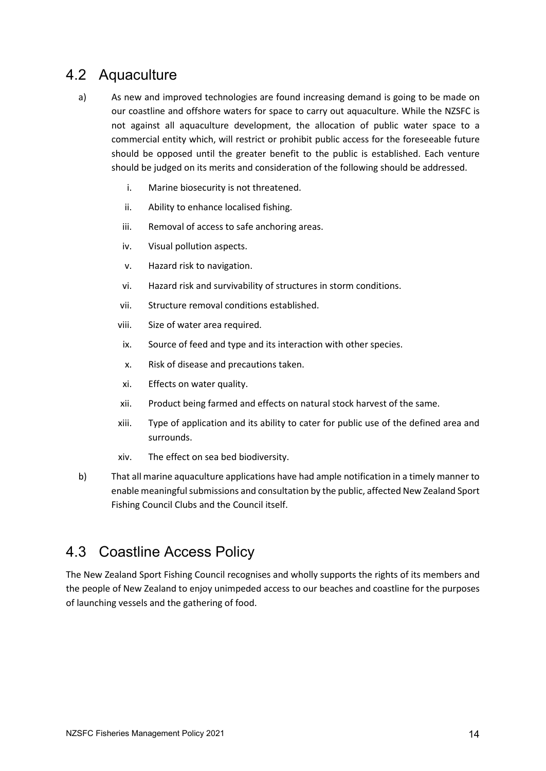## 4.2 Aquaculture

a) As new and improved technologies are found increasing demand is going to be made on our coastline and offshore waters for space to carry out aquaculture. While the NZSFC is not against all aquaculture development, the allocation of public water space to a commercial entity which, will restrict or prohibit public access for the foreseeable future should be opposed until the greater benefit to the public is established. Each venture should be judged on its merits and consideration of the following should be addressed.

   i. Marine biosecurity is not threatened.
   
   ii. Ability to enhance localised fishing.
   
   iii. Removal of access to safe anchoring areas.
   
   iv. Visual pollution aspects.
   
   v. Hazard risk to navigation.
   
   vi. Hazard risk and survivability of structures in storm conditions.
   
   vii. Structure removal conditions established.
   
   viii. Size of water area required.
   
   ix. Source of feed and type and its interaction with other species.
   
   x. Risk of disease and precautions taken.
   
   xi. Effects on water quality.
   
   xii. Product being farmed and effects on natural stock harvest of the same.
   
   xiii. Type of application and its ability to cater for public use of the defined area and surrounds.
   
   xiv. The effect on sea bed biodiversity.

b) That all marine aquaculture applications have had ample notification in a timely manner to enable meaningful submissions and consultation by the public, affected New Zealand Sport Fishing Council Clubs and the Council itself.

## 4.3 Coastline Access Policy

The New Zealand Sport Fishing Council recognises and wholly supports the rights of its members and the people of New Zealand to enjoy unimpeded access to our beaches and coastline for the purposes of launching vessels and the gathering of food.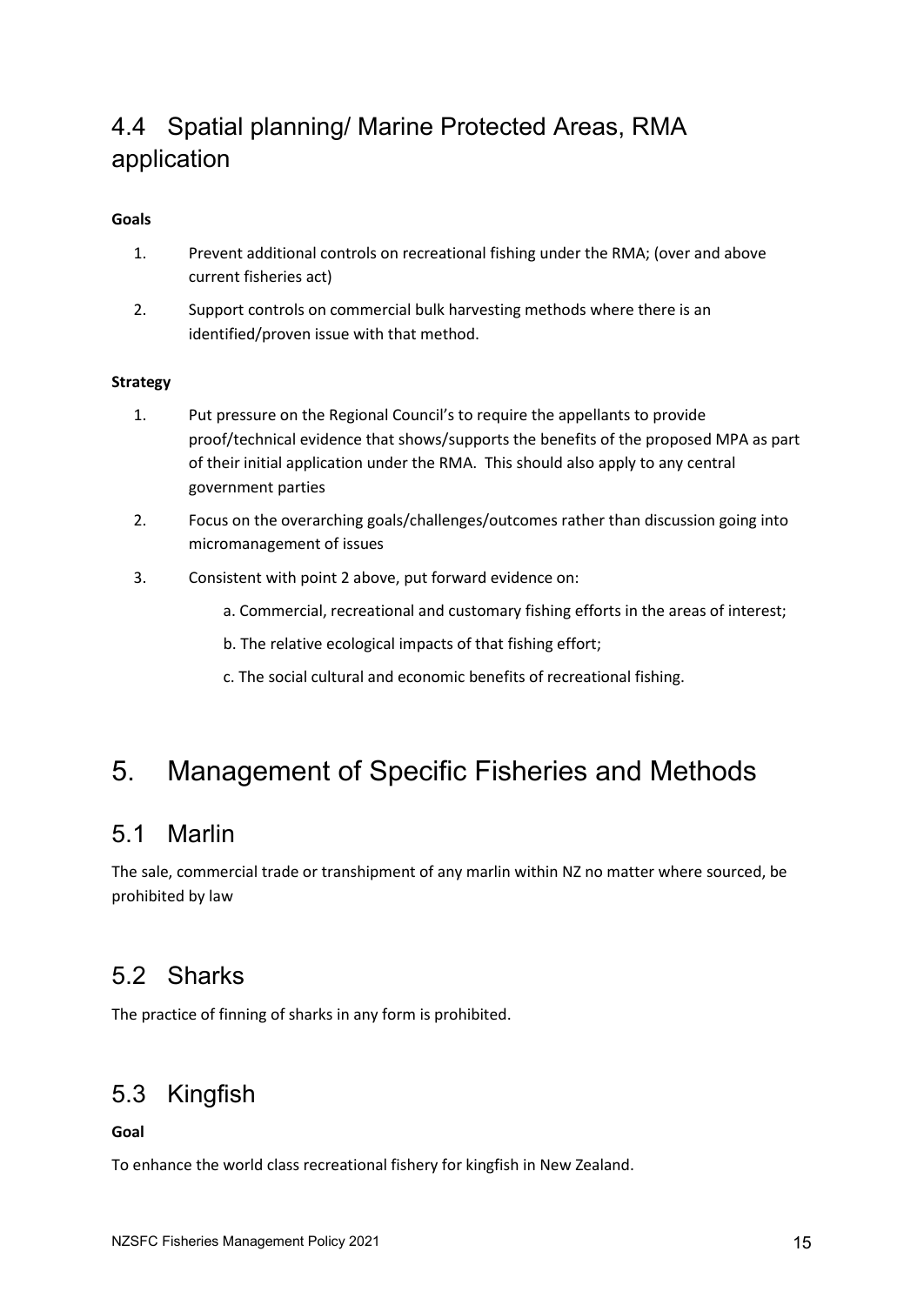## 4.4 Spatial planning/ Marine Protected Areas, RMA application

**Goals**

1. Prevent additional controls on recreational fishing under the RMA; (over and above current fisheries act)
2. Support controls on commercial bulk harvesting methods where there is an identified/proven issue with that method.

**Strategy**

1. Put pressure on the Regional Council's to require the appellants to provide proof/technical evidence that shows/supports the benefits of the proposed MPA as part of their initial application under the RMA. This should also apply to any central government parties
2. Focus on the overarching goals/challenges/outcomes rather than discussion going into micromanagement of issues
3. Consistent with point 2 above, put forward evidence on:

   a. Commercial, recreational and customary fishing efforts in the areas of interest;

   b. The relative ecological impacts of that fishing effort;

   c. The social cultural and economic benefits of recreational fishing.

# 5. Management of Specific Fisheries and Methods

## 5.1 Marlin

The sale, commercial trade or transhipment of any marlin within NZ no matter where sourced, be prohibited by law

## 5.2 Sharks

The practice of finning of sharks in any form is prohibited.

## 5.3 Kingfish

**Goal**

To enhance the world class recreational fishery for kingfish in New Zealand.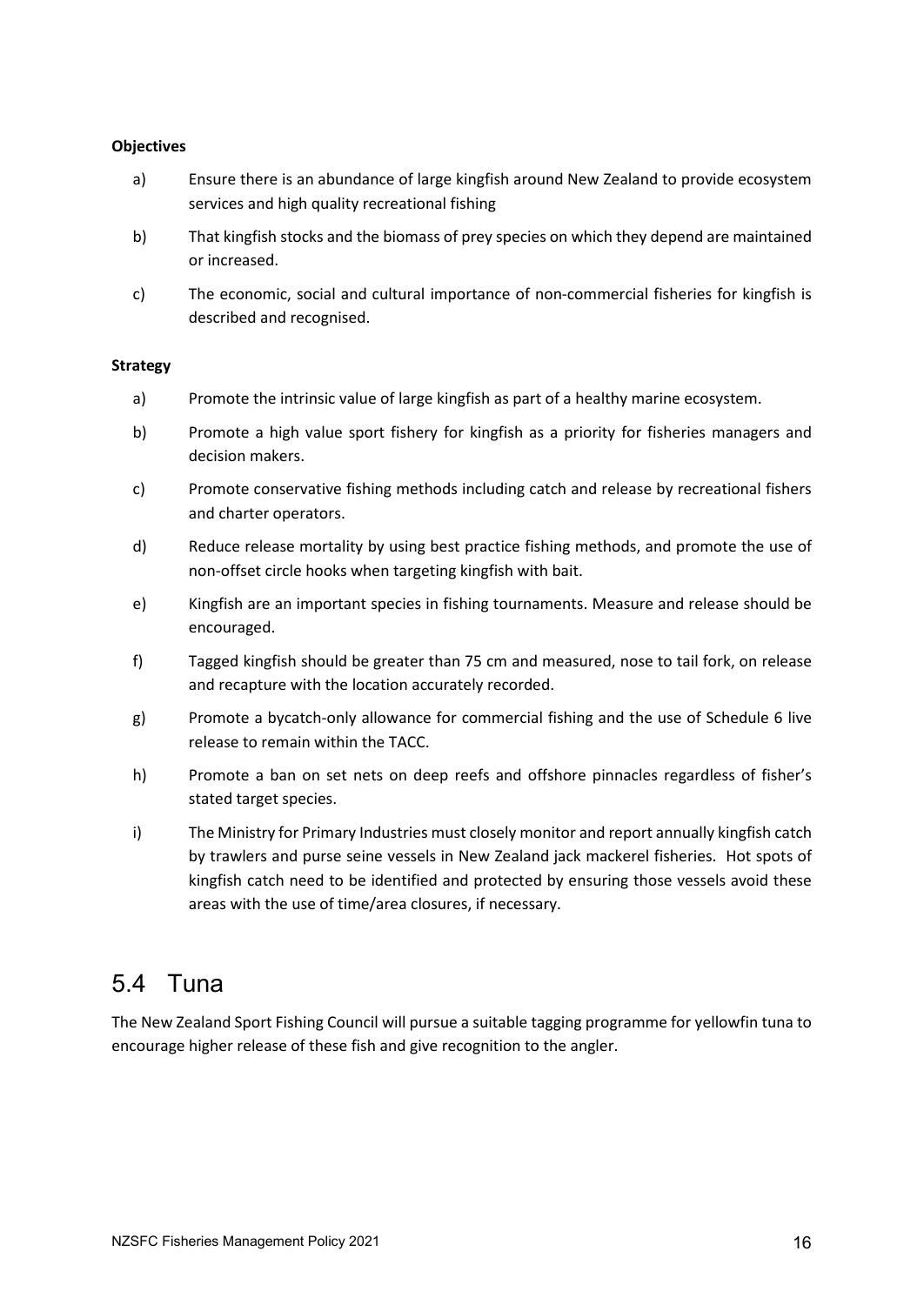**Objectives**

a) Ensure there is an abundance of large kingfish around New Zealand to provide ecosystem services and high quality recreational fishing

b) That kingfish stocks and the biomass of prey species on which they depend are maintained or increased.

c) The economic, social and cultural importance of non-commercial fisheries for kingfish is described and recognised.

**Strategy**

a) Promote the intrinsic value of large kingfish as part of a healthy marine ecosystem.

b) Promote a high value sport fishery for kingfish as a priority for fisheries managers and decision makers.

c) Promote conservative fishing methods including catch and release by recreational fishers and charter operators.

d) Reduce release mortality by using best practice fishing methods, and promote the use of non-offset circle hooks when targeting kingfish with bait.

e) Kingfish are an important species in fishing tournaments. Measure and release should be encouraged.

f) Tagged kingfish should be greater than 75 cm and measured, nose to tail fork, on release and recapture with the location accurately recorded.

g) Promote a bycatch-only allowance for commercial fishing and the use of Schedule 6 live release to remain within the TACC.

h) Promote a ban on set nets on deep reefs and offshore pinnacles regardless of fisher's stated target species.

i) The Ministry for Primary Industries must closely monitor and report annually kingfish catch by trawlers and purse seine vessels in New Zealand jack mackerel fisheries. Hot spots of kingfish catch need to be identified and protected by ensuring those vessels avoid these areas with the use of time/area closures, if necessary.

## 5.4 Tuna

The New Zealand Sport Fishing Council will pursue a suitable tagging programme for yellowfin tuna to encourage higher release of these fish and give recognition to the angler.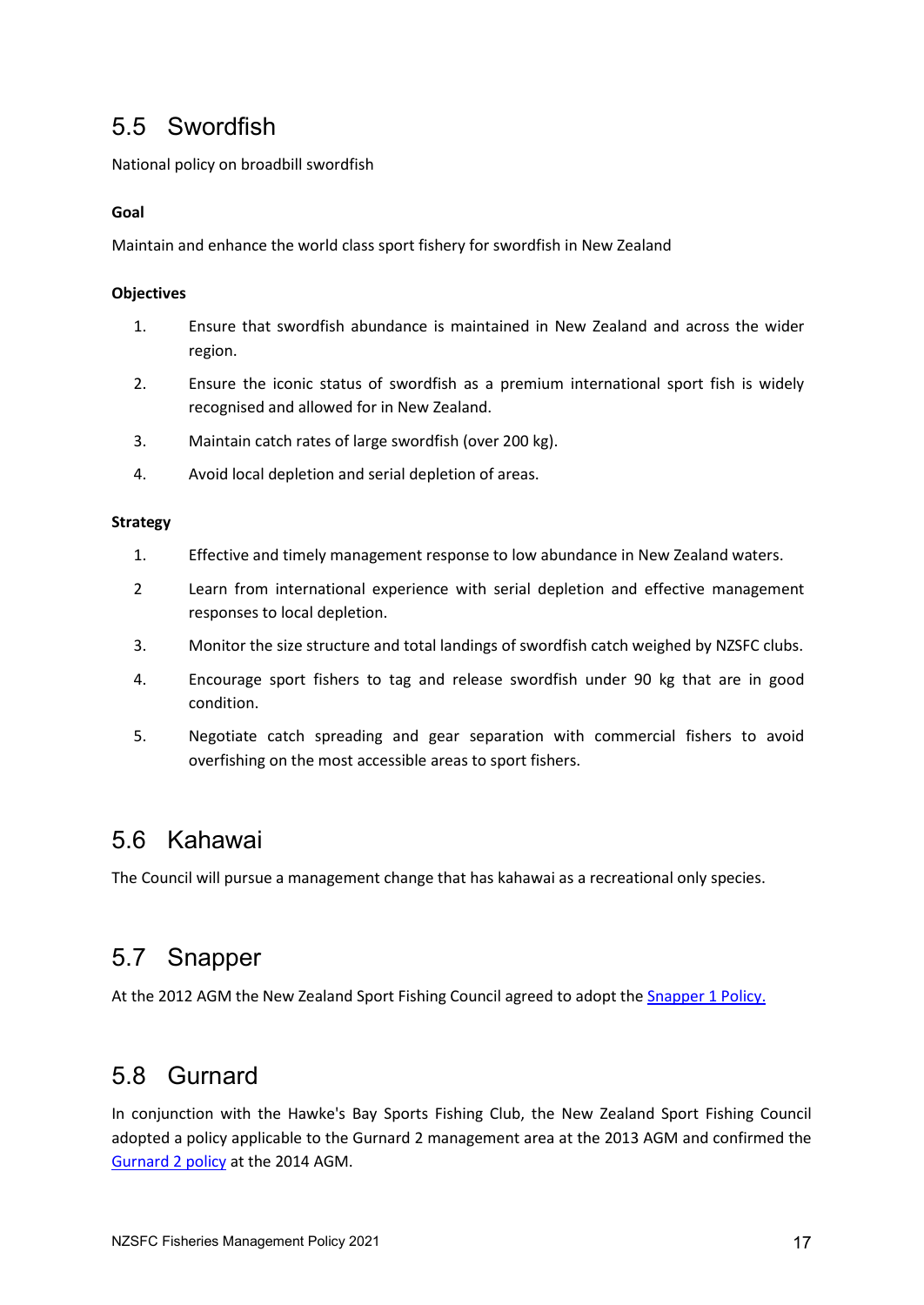## 5.5 Swordfish

National policy on broadbill swordfish

**Goal**

Maintain and enhance the world class sport fishery for swordfish in New Zealand

**Objectives**

1. Ensure that swordfish abundance is maintained in New Zealand and across the wider region.
2. Ensure the iconic status of swordfish as a premium international sport fish is widely recognised and allowed for in New Zealand.
3. Maintain catch rates of large swordfish (over 200 kg).
4. Avoid local depletion and serial depletion of areas.

**Strategy**

1. Effective and timely management response to low abundance in New Zealand waters.
2. Learn from international experience with serial depletion and effective management responses to local depletion.
3. Monitor the size structure and total landings of swordfish catch weighed by NZSFC clubs.
4. Encourage sport fishers to tag and release swordfish under 90 kg that are in good condition.
5. Negotiate catch spreading and gear separation with commercial fishers to avoid overfishing on the most accessible areas to sport fishers.

## 5.6 Kahawai

The Council will pursue a management change that has kahawai as a recreational only species.

## 5.7 Snapper

At the 2012 AGM the New Zealand Sport Fishing Council agreed to adopt the Snapper 1 Policy.

## 5.8 Gurnard

In conjunction with the Hawke's Bay Sports Fishing Club, the New Zealand Sport Fishing Council adopted a policy applicable to the Gurnard 2 management area at the 2013 AGM and confirmed the Gurnard 2 policy at the 2014 AGM.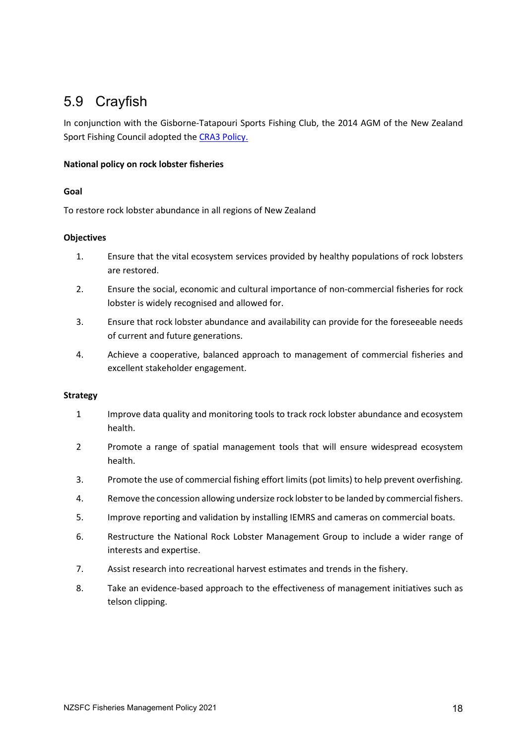## 5.9 Crayfish

In conjunction with the Gisborne-Tatapouri Sports Fishing Club, the 2014 AGM of the New Zealand Sport Fishing Council adopted the [CRA3 Policy.]()

**National policy on rock lobster fisheries**

**Goal**

To restore rock lobster abundance in all regions of New Zealand

**Objectives**

1. Ensure that the vital ecosystem services provided by healthy populations of rock lobsters are restored.
2. Ensure the social, economic and cultural importance of non-commercial fisheries for rock lobster is widely recognised and allowed for.
3. Ensure that rock lobster abundance and availability can provide for the foreseeable needs of current and future generations.
4. Achieve a cooperative, balanced approach to management of commercial fisheries and excellent stakeholder engagement.

**Strategy**

1. Improve data quality and monitoring tools to track rock lobster abundance and ecosystem health.
2. Promote a range of spatial management tools that will ensure widespread ecosystem health.
3. Promote the use of commercial fishing effort limits (pot limits) to help prevent overfishing.
4. Remove the concession allowing undersize rock lobster to be landed by commercial fishers.
5. Improve reporting and validation by installing IEMRS and cameras on commercial boats.
6. Restructure the National Rock Lobster Management Group to include a wider range of interests and expertise.
7. Assist research into recreational harvest estimates and trends in the fishery.
8. Take an evidence-based approach to the effectiveness of management initiatives such as telson clipping.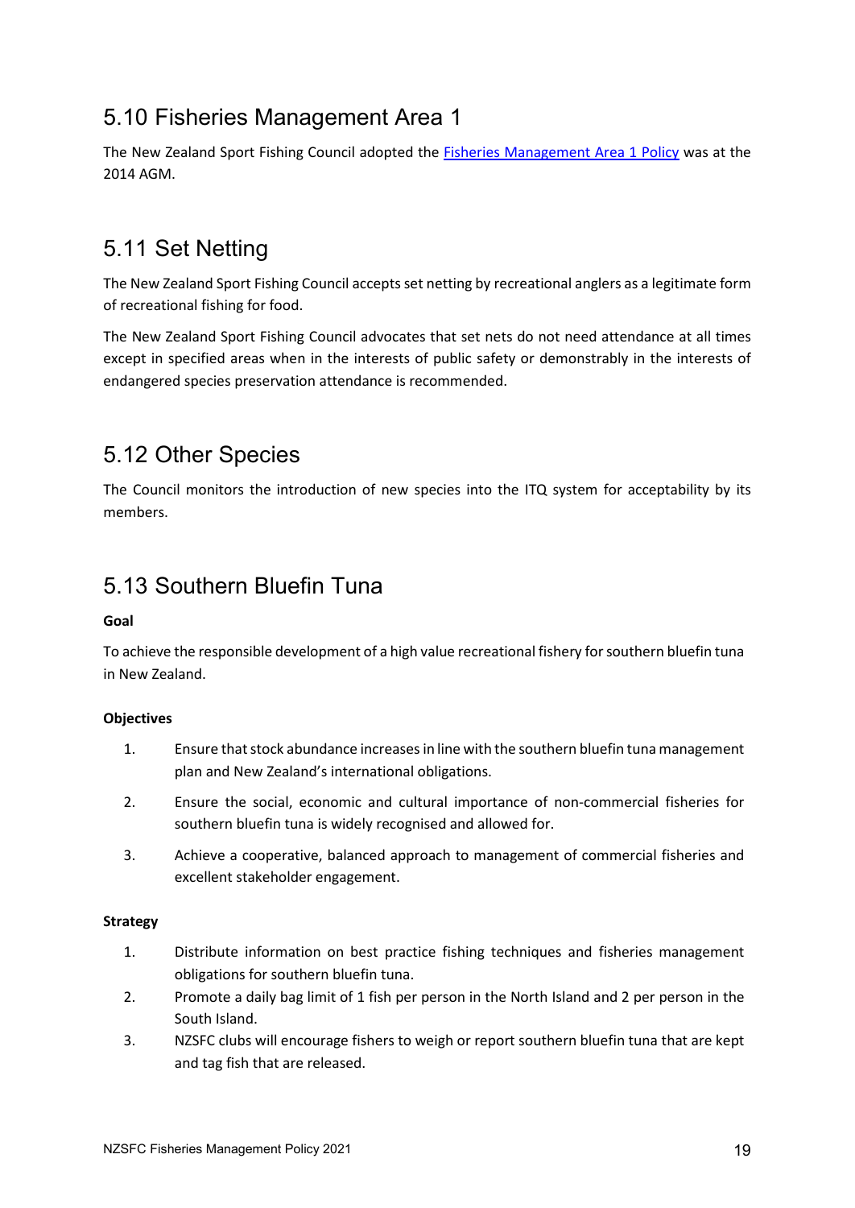## 5.10 Fisheries Management Area 1

The New Zealand Sport Fishing Council adopted the [Fisheries Management Area 1 Policy] was at the 2014 AGM.

## 5.11 Set Netting

The New Zealand Sport Fishing Council accepts set netting by recreational anglers as a legitimate form of recreational fishing for food.

The New Zealand Sport Fishing Council advocates that set nets do not need attendance at all times except in specified areas when in the interests of public safety or demonstrably in the interests of endangered species preservation attendance is recommended.

## 5.12 Other Species

The Council monitors the introduction of new species into the ITQ system for acceptability by its members.

## 5.13 Southern Bluefin Tuna

**Goal**

To achieve the responsible development of a high value recreational fishery for southern bluefin tuna in New Zealand.

**Objectives**

1. Ensure that stock abundance increases in line with the southern bluefin tuna management plan and New Zealand's international obligations.
2. Ensure the social, economic and cultural importance of non-commercial fisheries for southern bluefin tuna is widely recognised and allowed for.
3. Achieve a cooperative, balanced approach to management of commercial fisheries and excellent stakeholder engagement.

**Strategy**

1. Distribute information on best practice fishing techniques and fisheries management obligations for southern bluefin tuna.
2. Promote a daily bag limit of 1 fish per person in the North Island and 2 per person in the South Island.
3. NZSFC clubs will encourage fishers to weigh or report southern bluefin tuna that are kept and tag fish that are released.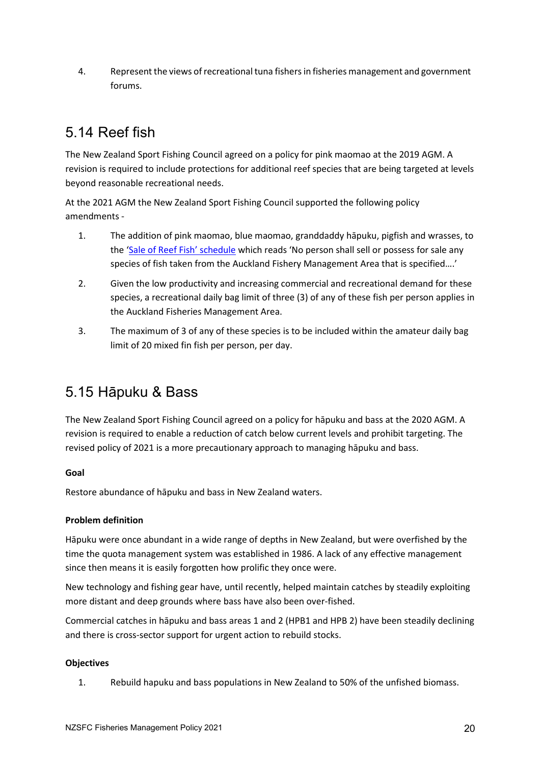4. Represent the views of recreational tuna fishers in fisheries management and government forums.

## 5.14 Reef fish

The New Zealand Sport Fishing Council agreed on a policy for pink maomao at the 2019 AGM. A revision is required to include protections for additional reef species that are being targeted at levels beyond reasonable recreational needs.

At the 2021 AGM the New Zealand Sport Fishing Council supported the following policy amendments -

1. The addition of pink maomao, blue maomao, granddaddy hāpuku, pigfish and wrasses, to the 'Sale of Reef Fish' schedule which reads 'No person shall sell or possess for sale any species of fish taken from the Auckland Fishery Management Area that is specified….'
2. Given the low productivity and increasing commercial and recreational demand for these species, a recreational daily bag limit of three (3) of any of these fish per person applies in the Auckland Fisheries Management Area.
3. The maximum of 3 of any of these species is to be included within the amateur daily bag limit of 20 mixed fin fish per person, per day.

## 5.15 Hāpuku & Bass

The New Zealand Sport Fishing Council agreed on a policy for hāpuku and bass at the 2020 AGM. A revision is required to enable a reduction of catch below current levels and prohibit targeting. The revised policy of 2021 is a more precautionary approach to managing hāpuku and bass.

**Goal**

Restore abundance of hāpuku and bass in New Zealand waters.

**Problem definition**

Hāpuku were once abundant in a wide range of depths in New Zealand, but were overfished by the time the quota management system was established in 1986. A lack of any effective management since then means it is easily forgotten how prolific they once were.

New technology and fishing gear have, until recently, helped maintain catches by steadily exploiting more distant and deep grounds where bass have also been over-fished.

Commercial catches in hāpuku and bass areas 1 and 2 (HPB1 and HPB 2) have been steadily declining and there is cross-sector support for urgent action to rebuild stocks.

**Objectives**

1. Rebuild hapuku and bass populations in New Zealand to 50% of the unfished biomass.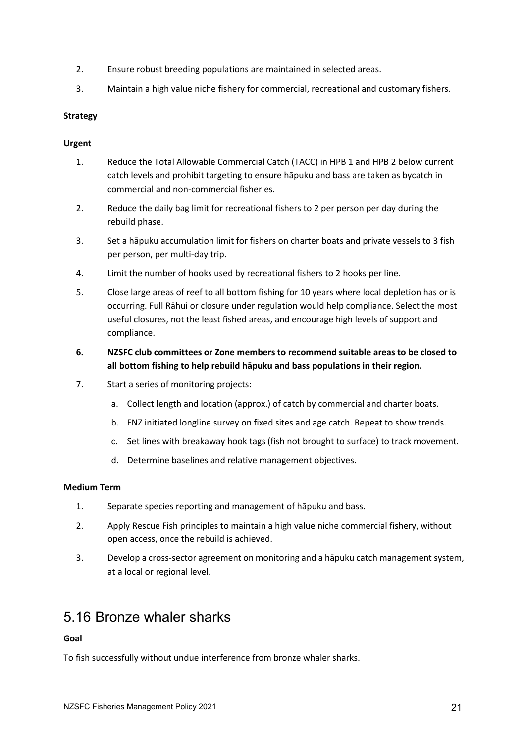2. Ensure robust breeding populations are maintained in selected areas.
3. Maintain a high value niche fishery for commercial, recreational and customary fishers.

**Strategy**

**Urgent**

1. Reduce the Total Allowable Commercial Catch (TACC) in HPB 1 and HPB 2 below current catch levels and prohibit targeting to ensure hāpuku and bass are taken as bycatch in commercial and non-commercial fisheries.
2. Reduce the daily bag limit for recreational fishers to 2 per person per day during the rebuild phase.
3. Set a hāpuku accumulation limit for fishers on charter boats and private vessels to 3 fish per person, per multi-day trip.
4. Limit the number of hooks used by recreational fishers to 2 hooks per line.
5. Close large areas of reef to all bottom fishing for 10 years where local depletion has or is occurring. Full Rāhui or closure under regulation would help compliance. Select the most useful closures, not the least fished areas, and encourage high levels of support and compliance.
6. **NZSFC club committees or Zone members to recommend suitable areas to be closed to all bottom fishing to help rebuild hāpuku and bass populations in their region.**
7. Start a series of monitoring projects:
    a. Collect length and location (approx.) of catch by commercial and charter boats.
    b. FNZ initiated longline survey on fixed sites and age catch. Repeat to show trends.
    c. Set lines with breakaway hook tags (fish not brought to surface) to track movement.
    d. Determine baselines and relative management objectives.

**Medium Term**

1. Separate species reporting and management of hāpuku and bass.
2. Apply Rescue Fish principles to maintain a high value niche commercial fishery, without open access, once the rebuild is achieved.
3. Develop a cross-sector agreement on monitoring and a hāpuku catch management system, at a local or regional level.

## 5.16 Bronze whaler sharks

**Goal**

To fish successfully without undue interference from bronze whaler sharks.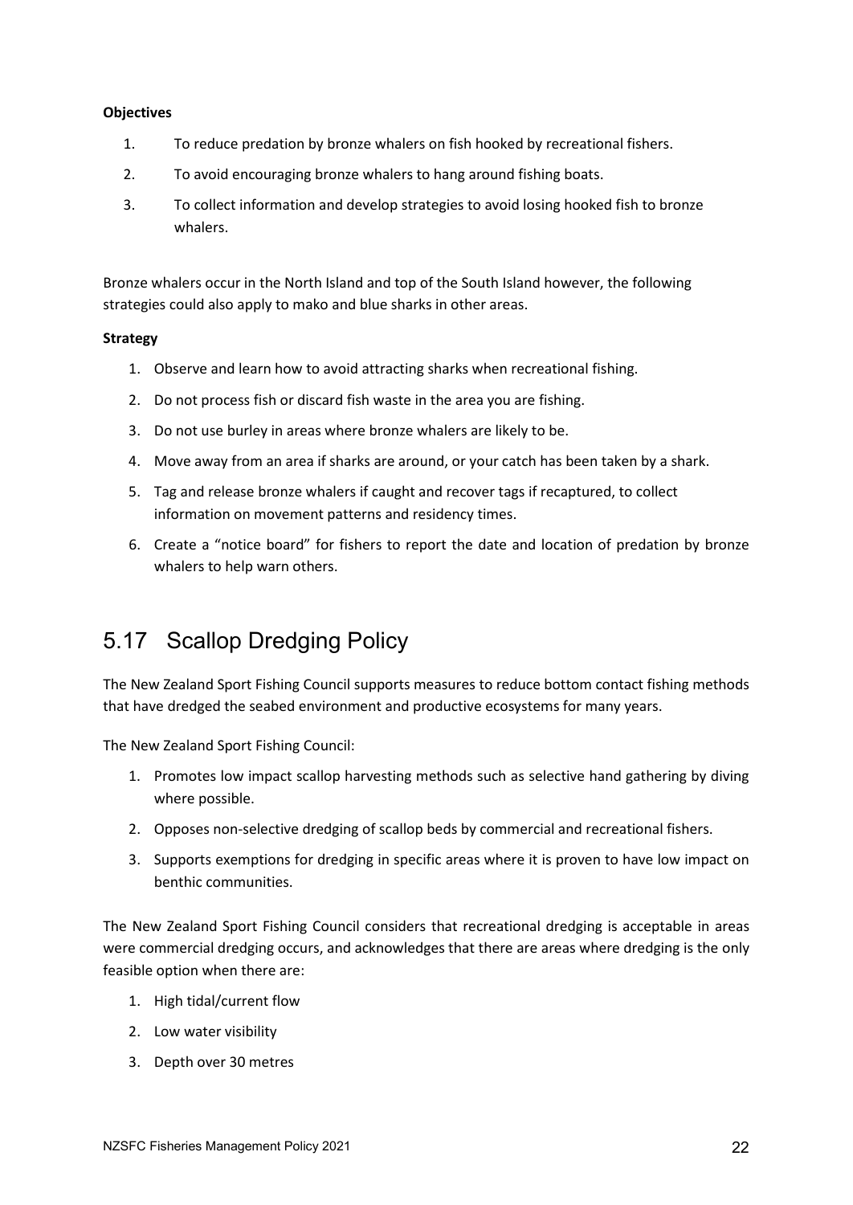**Objectives**

1. To reduce predation by bronze whalers on fish hooked by recreational fishers.
2. To avoid encouraging bronze whalers to hang around fishing boats.
3. To collect information and develop strategies to avoid losing hooked fish to bronze whalers.

Bronze whalers occur in the North Island and top of the South Island however, the following strategies could also apply to mako and blue sharks in other areas.

**Strategy**

1. Observe and learn how to avoid attracting sharks when recreational fishing.
2. Do not process fish or discard fish waste in the area you are fishing.
3. Do not use burley in areas where bronze whalers are likely to be.
4. Move away from an area if sharks are around, or your catch has been taken by a shark.
5. Tag and release bronze whalers if caught and recover tags if recaptured, to collect information on movement patterns and residency times.
6. Create a "notice board" for fishers to report the date and location of predation by bronze whalers to help warn others.

## 5.17 Scallop Dredging Policy

The New Zealand Sport Fishing Council supports measures to reduce bottom contact fishing methods that have dredged the seabed environment and productive ecosystems for many years.

The New Zealand Sport Fishing Council:

1. Promotes low impact scallop harvesting methods such as selective hand gathering by diving where possible.
2. Opposes non-selective dredging of scallop beds by commercial and recreational fishers.
3. Supports exemptions for dredging in specific areas where it is proven to have low impact on benthic communities.

The New Zealand Sport Fishing Council considers that recreational dredging is acceptable in areas were commercial dredging occurs, and acknowledges that there are areas where dredging is the only feasible option when there are:

1. High tidal/current flow
2. Low water visibility
3. Depth over 30 metres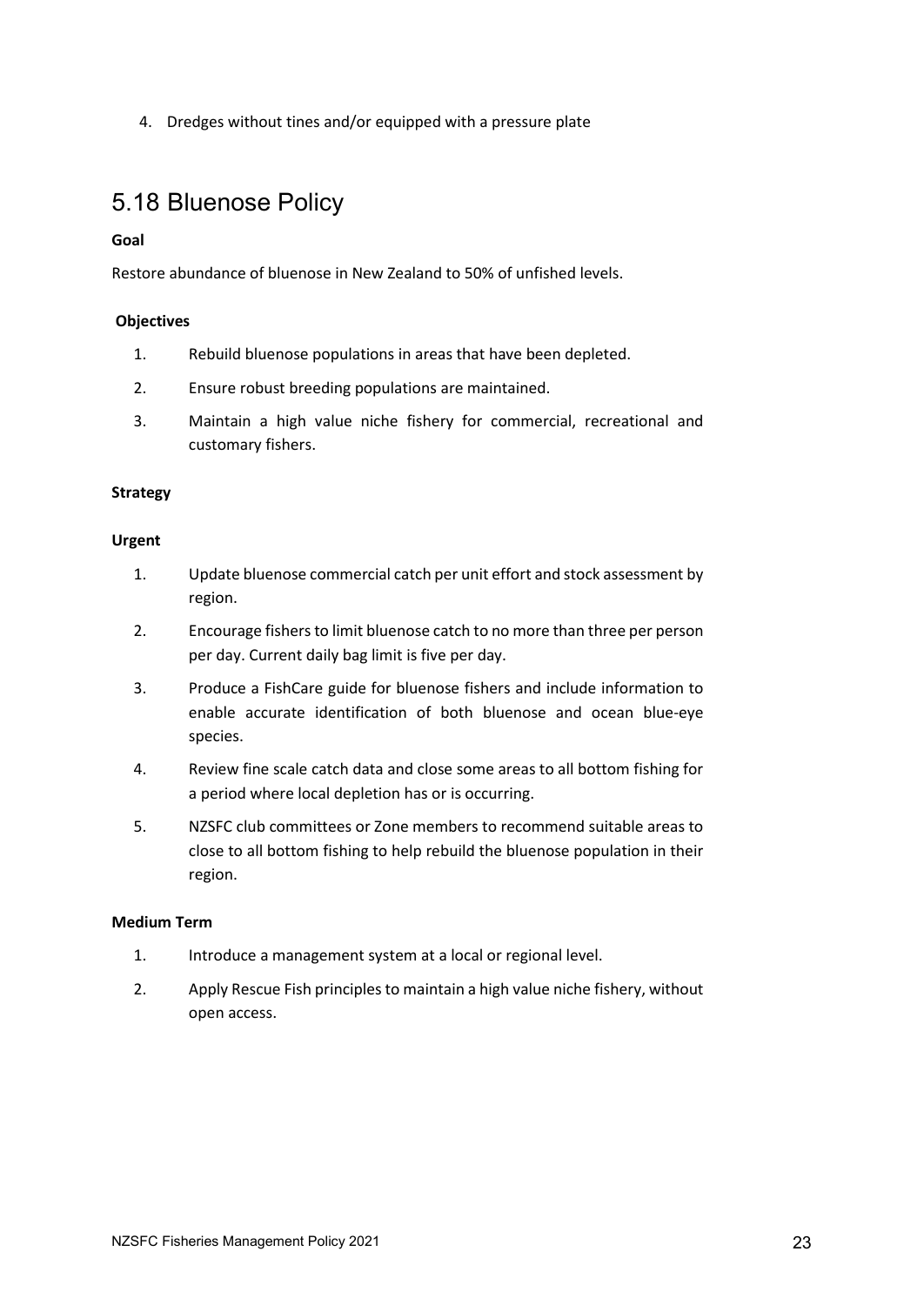4. Dredges without tines and/or equipped with a pressure plate

## 5.18 Bluenose Policy

**Goal**

Restore abundance of bluenose in New Zealand to 50% of unfished levels.

**Objectives**

1. Rebuild bluenose populations in areas that have been depleted.
2. Ensure robust breeding populations are maintained.
3. Maintain a high value niche fishery for commercial, recreational and customary fishers.

**Strategy**

**Urgent**

1. Update bluenose commercial catch per unit effort and stock assessment by region.
2. Encourage fishers to limit bluenose catch to no more than three per person per day. Current daily bag limit is five per day.
3. Produce a FishCare guide for bluenose fishers and include information to enable accurate identification of both bluenose and ocean blue-eye species.
4. Review fine scale catch data and close some areas to all bottom fishing for a period where local depletion has or is occurring.
5. NZSFC club committees or Zone members to recommend suitable areas to close to all bottom fishing to help rebuild the bluenose population in their region.

**Medium Term**

1. Introduce a management system at a local or regional level.
2. Apply Rescue Fish principles to maintain a high value niche fishery, without open access.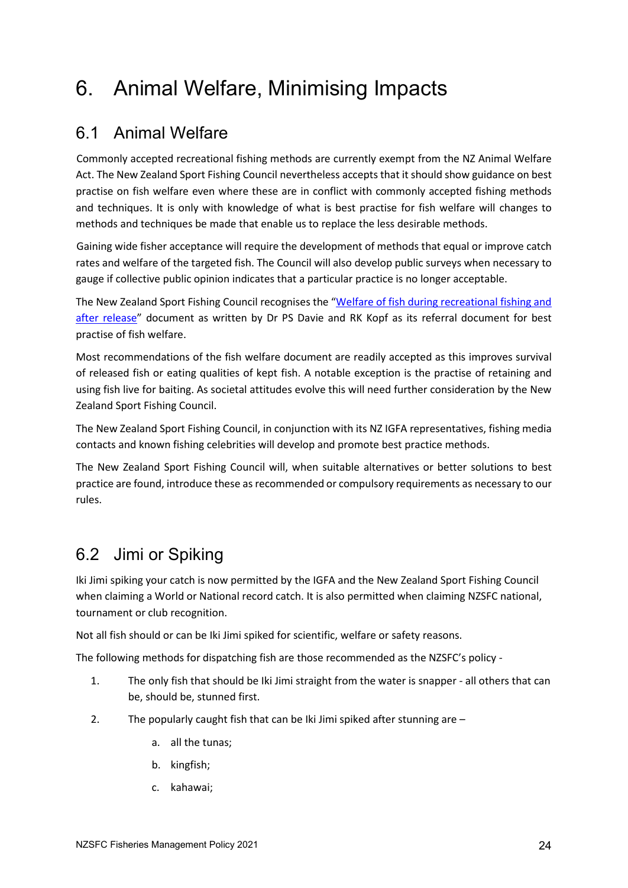# 6. Animal Welfare, Minimising Impacts

## 6.1 Animal Welfare

Commonly accepted recreational fishing methods are currently exempt from the NZ Animal Welfare Act. The New Zealand Sport Fishing Council nevertheless accepts that it should show guidance on best practise on fish welfare even where these are in conflict with commonly accepted fishing methods and techniques. It is only with knowledge of what is best practise for fish welfare will changes to methods and techniques be made that enable us to replace the less desirable methods.

Gaining wide fisher acceptance will require the development of methods that equal or improve catch rates and welfare of the targeted fish. The Council will also develop public surveys when necessary to gauge if collective public opinion indicates that a particular practice is no longer acceptable.

The New Zealand Sport Fishing Council recognises the "Welfare of fish during recreational fishing and after release" document as written by Dr PS Davie and RK Kopf as its referral document for best practise of fish welfare.

Most recommendations of the fish welfare document are readily accepted as this improves survival of released fish or eating qualities of kept fish. A notable exception is the practise of retaining and using fish live for baiting. As societal attitudes evolve this will need further consideration by the New Zealand Sport Fishing Council.

The New Zealand Sport Fishing Council, in conjunction with its NZ IGFA representatives, fishing media contacts and known fishing celebrities will develop and promote best practice methods.

The New Zealand Sport Fishing Council will, when suitable alternatives or better solutions to best practice are found, introduce these as recommended or compulsory requirements as necessary to our rules.

## 6.2 Jimi or Spiking

Iki Jimi spiking your catch is now permitted by the IGFA and the New Zealand Sport Fishing Council when claiming a World or National record catch. It is also permitted when claiming NZSFC national, tournament or club recognition.

Not all fish should or can be Iki Jimi spiked for scientific, welfare or safety reasons.

The following methods for dispatching fish are those recommended as the NZSFC's policy -

1. The only fish that should be Iki Jimi straight from the water is snapper - all others that can be, should be, stunned first.
2. The popularly caught fish that can be Iki Jimi spiked after stunning are –
    a. all the tunas;
    b. kingfish;
    c. kahawai;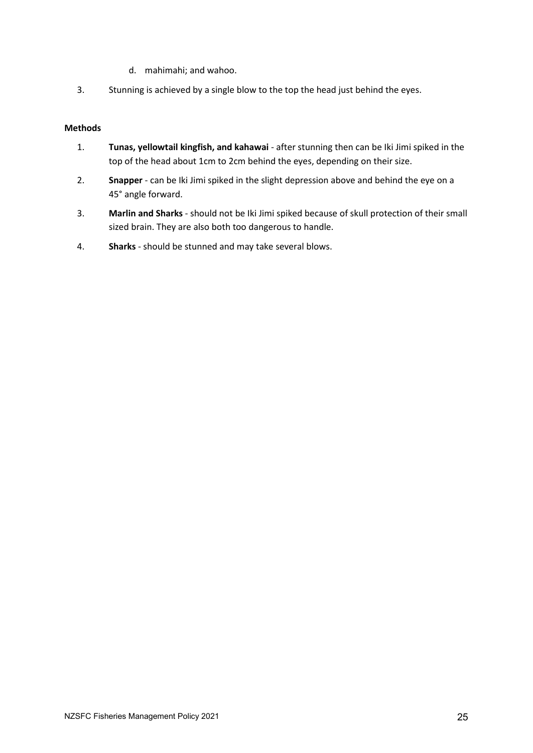d. mahimahi; and wahoo.

3. Stunning is achieved by a single blow to the top the head just behind the eyes.

**Methods**

1. **Tunas, yellowtail kingfish, and kahawai** - after stunning then can be Iki Jimi spiked in the top of the head about 1cm to 2cm behind the eyes, depending on their size.
2. **Snapper** - can be Iki Jimi spiked in the slight depression above and behind the eye on a 45° angle forward.
3. **Marlin and Sharks** - should not be Iki Jimi spiked because of skull protection of their small sized brain. They are also both too dangerous to handle.
4. **Sharks** - should be stunned and may take several blows.